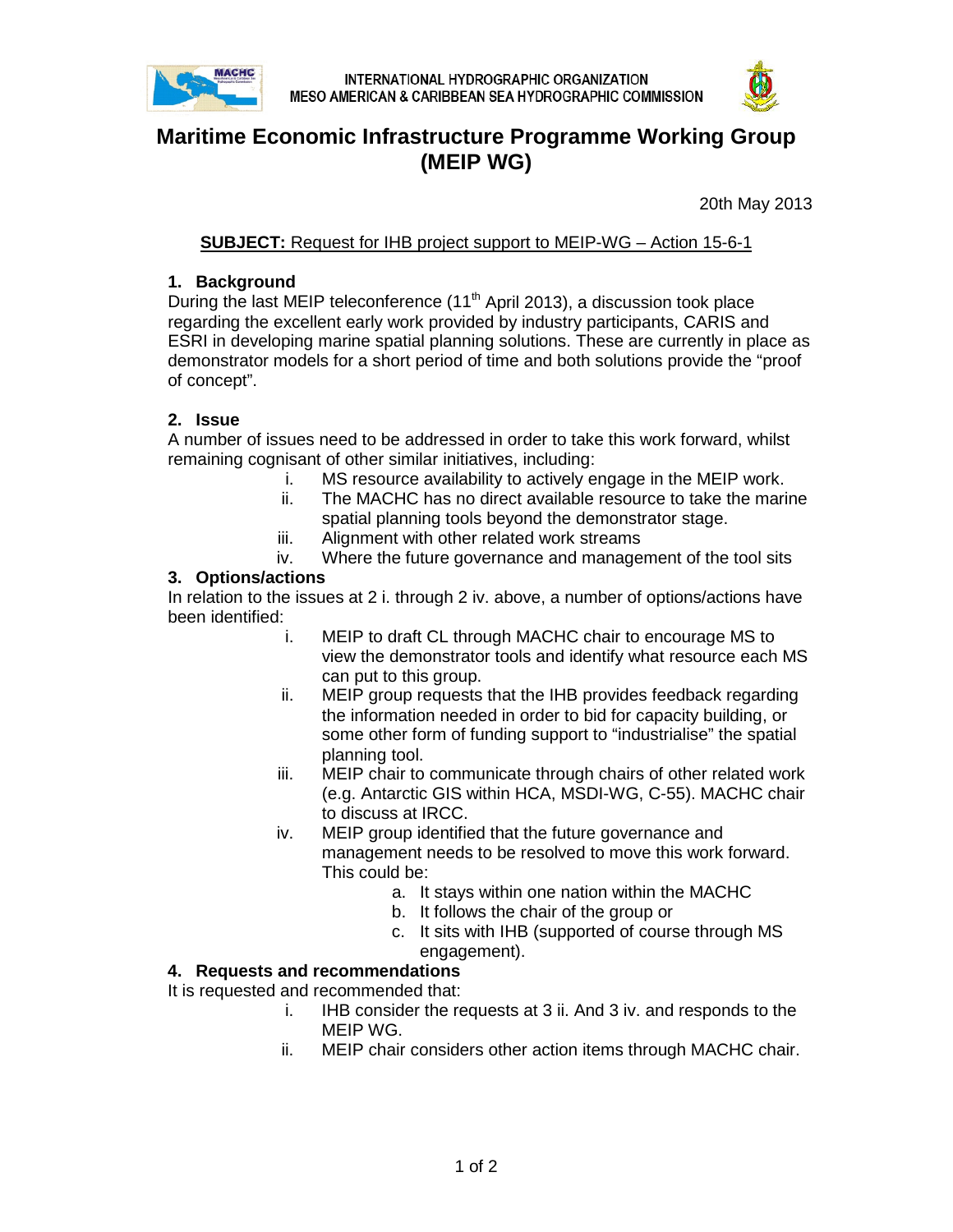INTERNATIONAL HYDROGRAPHIC ORGANIZATION
MESO AMERICAN & CARIBBEAN SEA HYDROGRAPHIC COMMISSION

# Maritime Economic Infrastructure Programme Working Group (MEIP WG)

20th May 2013

**SUBJECT:** Request for IHB project support to MEIP-WG – Action 15-6-1

## 1. Background

During the last MEIP teleconference (11th April 2013), a discussion took place regarding the excellent early work provided by industry participants, CARIS and ESRI in developing marine spatial planning solutions. These are currently in place as demonstrator models for a short period of time and both solutions provide the "proof of concept".

## 2. Issue

A number of issues need to be addressed in order to take this work forward, whilst remaining cognisant of other similar initiatives, including:

i. MS resource availability to actively engage in the MEIP work.
ii. The MACHC has no direct available resource to take the marine spatial planning tools beyond the demonstrator stage.
iii. Alignment with other related work streams
iv. Where the future governance and management of the tool sits

## 3. Options/actions

In relation to the issues at 2 i. through 2 iv. above, a number of options/actions have been identified:

i. MEIP to draft CL through MACHC chair to encourage MS to view the demonstrator tools and identify what resource each MS can put to this group.
ii. MEIP group requests that the IHB provides feedback regarding the information needed in order to bid for capacity building, or some other form of funding support to "industrialise" the spatial planning tool.
iii. MEIP chair to communicate through chairs of other related work (e.g. Antarctic GIS within HCA, MSDI-WG, C-55). MACHC chair to discuss at IRCC.
iv. MEIP group identified that the future governance and management needs to be resolved to move this work forward. This could be:
    a. It stays within one nation within the MACHC
    b. It follows the chair of the group or
    c. It sits with IHB (supported of course through MS engagement).

## 4. Requests and recommendations

It is requested and recommended that:

i. IHB consider the requests at 3 ii. And 3 iv. and responds to the MEIP WG.
ii. MEIP chair considers other action items through MACHC chair.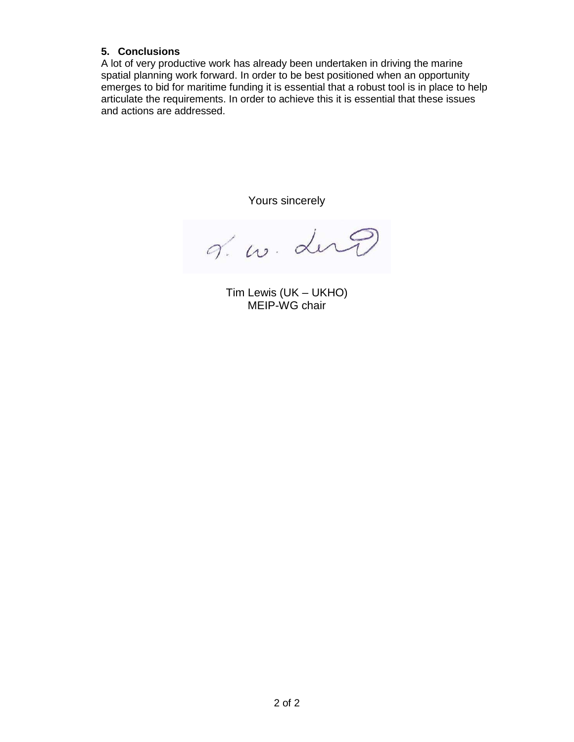## 5. Conclusions

A lot of very productive work has already been undertaken in driving the marine spatial planning work forward. In order to be best positioned when an opportunity emerges to bid for maritime funding it is essential that a robust tool is in place to help articulate the requirements. In order to achieve this it is essential that these issues and actions are addressed.

Yours sincerely

Tim Lewis (UK – UKHO)
MEIP-WG chair